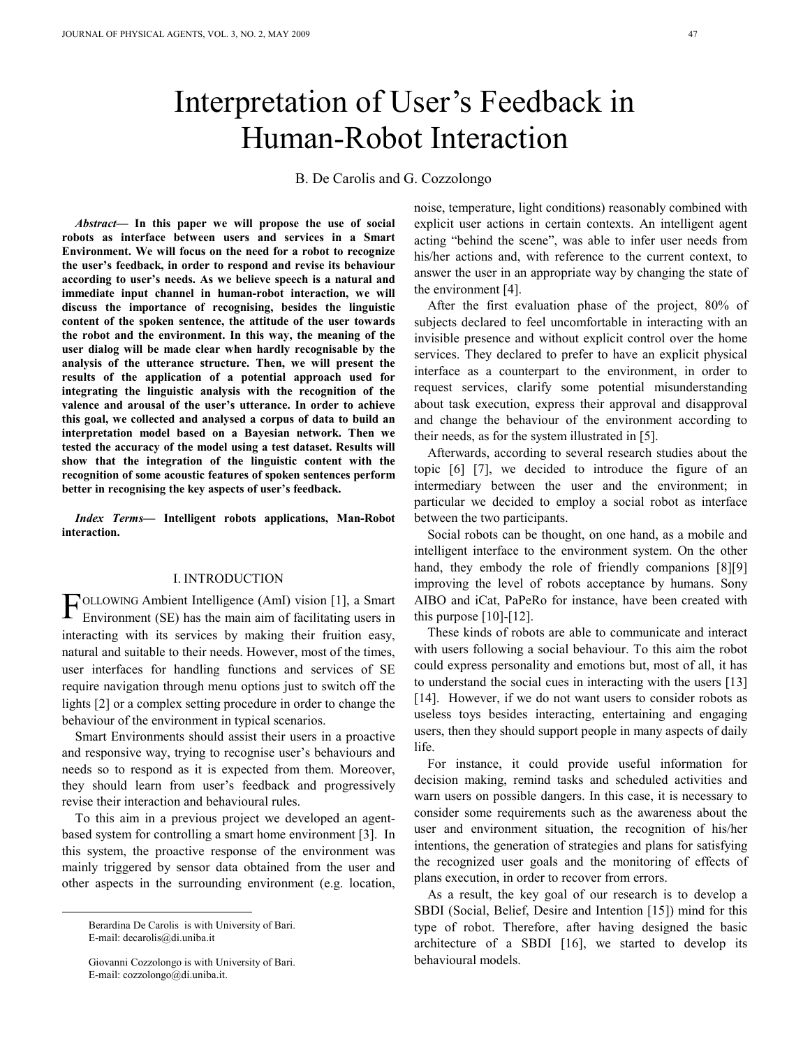# Interpretation of User's Feedback in Human-Robot Interaction

B. De Carolis and G. Cozzolongo

***Abstract*— In this paper we will propose the use of social robots as interface between users and services in a Smart Environment. We will focus on the need for a robot to recognize the user's feedback, in order to respond and revise its behaviour according to user's needs. As we believe speech is a natural and immediate input channel in human-robot interaction, we will discuss the importance of recognising, besides the linguistic content of the spoken sentence, the attitude of the user towards the robot and the environment. In this way, the meaning of the user dialog will be made clear when hardly recognisable by the analysis of the utterance structure. Then, we will present the results of the application of a potential approach used for integrating the linguistic analysis with the recognition of the valence and arousal of the user's utterance. In order to achieve this goal, we collected and analysed a corpus of data to build an interpretation model based on a Bayesian network. Then we tested the accuracy of the model using a test dataset. Results will show that the integration of the linguistic content with the recognition of some acoustic features of spoken sentences perform better in recognising the key aspects of user's feedback.**

***Index Terms*— Intelligent robots applications, Man-Robot interaction.**

## I. Introduction

FOLLOWING Ambient Intelligence (AmI) vision [1], a Smart Environment (SE) has the main aim of facilitating users in interacting with its services by making their fruition easy, natural and suitable to their needs. However, most of the times, user interfaces for handling functions and services of SE require navigation through menu options just to switch off the lights [2] or a complex setting procedure in order to change the behaviour of the environment in typical scenarios.

Smart Environments should assist their users in a proactive and responsive way, trying to recognise user's behaviours and needs so to respond as it is expected from them. Moreover, they should learn from user's feedback and progressively revise their interaction and behavioural rules.

To this aim in a previous project we developed an agent-based system for controlling a smart home environment [3]. In this system, the proactive response of the environment was mainly triggered by sensor data obtained from the user and other aspects in the surrounding environment (e.g. location, noise, temperature, light conditions) reasonably combined with explicit user actions in certain contexts. An intelligent agent acting "behind the scene", was able to infer user needs from his/her actions and, with reference to the current context, to answer the user in an appropriate way by changing the state of the environment [4].

After the first evaluation phase of the project, 80% of subjects declared to feel uncomfortable in interacting with an invisible presence and without explicit control over the home services. They declared to prefer to have an explicit physical interface as a counterpart to the environment, in order to request services, clarify some potential misunderstanding about task execution, express their approval and disapproval and change the behaviour of the environment according to their needs, as for the system illustrated in [5].

Afterwards, according to several research studies about the topic [6] [7], we decided to introduce the figure of an intermediary between the user and the environment; in particular we decided to employ a social robot as interface between the two participants.

Social robots can be thought, on one hand, as a mobile and intelligent interface to the environment system. On the other hand, they embody the role of friendly companions [8][9] improving the level of robots acceptance by humans. Sony AIBO and iCat, PaPeRo for instance, have been created with this purpose [10]-[12].

These kinds of robots are able to communicate and interact with users following a social behaviour. To this aim the robot could express personality and emotions but, most of all, it has to understand the social cues in interacting with the users [13] [14]. However, if we do not want users to consider robots as useless toys besides interacting, entertaining and engaging users, then they should support people in many aspects of daily life.

For instance, it could provide useful information for decision making, remind tasks and scheduled activities and warn users on possible dangers. In this case, it is necessary to consider some requirements such as the awareness about the user and environment situation, the recognition of his/her intentions, the generation of strategies and plans for satisfying the recognized user goals and the monitoring of effects of plans execution, in order to recover from errors.

As a result, the key goal of our research is to develop a SBDI (Social, Belief, Desire and Intention [15]) mind for this type of robot. Therefore, after having designed the basic architecture of a SBDI [16], we started to develop its behavioural models.

---

Berardina De Carolis is with University of Bari.
E-mail: decarolis@di.uniba.it

Giovanni Cozzolongo is with University of Bari.
E-mail: cozzolongo@di.uniba.it.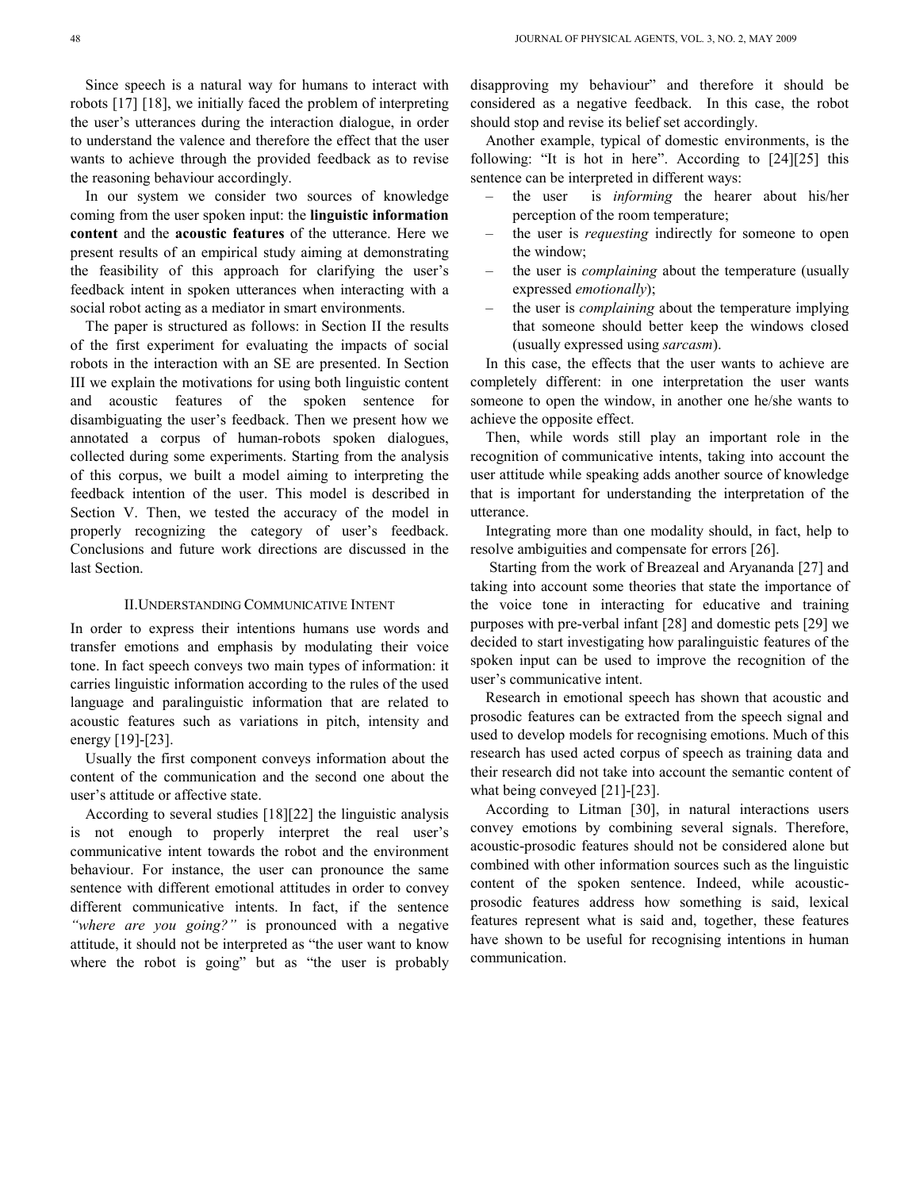Since speech is a natural way for humans to interact with robots [17] [18], we initially faced the problem of interpreting the user's utterances during the interaction dialogue, in order to understand the valence and therefore the effect that the user wants to achieve through the provided feedback as to revise the reasoning behaviour accordingly.

In our system we consider two sources of knowledge coming from the user spoken input: the **linguistic information content** and the **acoustic features** of the utterance. Here we present results of an empirical study aiming at demonstrating the feasibility of this approach for clarifying the user's feedback intent in spoken utterances when interacting with a social robot acting as a mediator in smart environments.

The paper is structured as follows: in Section II the results of the first experiment for evaluating the impacts of social robots in the interaction with an SE are presented. In Section III we explain the motivations for using both linguistic content and acoustic features of the spoken sentence for disambiguating the user's feedback. Then we present how we annotated a corpus of human-robots spoken dialogues, collected during some experiments. Starting from the analysis of this corpus, we built a model aiming to interpreting the feedback intention of the user. This model is described in Section V. Then, we tested the accuracy of the model in properly recognizing the category of user's feedback. Conclusions and future work directions are discussed in the last Section.

## II. Understanding Communicative Intent

In order to express their intentions humans use words and transfer emotions and emphasis by modulating their voice tone. In fact speech conveys two main types of information: it carries linguistic information according to the rules of the used language and paralinguistic information that are related to acoustic features such as variations in pitch, intensity and energy [19]-[23].

Usually the first component conveys information about the content of the communication and the second one about the user's attitude or affective state.

According to several studies [18][22] the linguistic analysis is not enough to properly interpret the real user's communicative intent towards the robot and the environment behaviour. For instance, the user can pronounce the same sentence with different emotional attitudes in order to convey different communicative intents. In fact, if the sentence *"where are you going?"* is pronounced with a negative attitude, it should not be interpreted as "the user want to know where the robot is going" but as "the user is probably disapproving my behaviour" and therefore it should be considered as a negative feedback. In this case, the robot should stop and revise its belief set accordingly.

Another example, typical of domestic environments, is the following: "It is hot in here". According to [24][25] this sentence can be interpreted in different ways:

- the user is *informing* the hearer about his/her perception of the room temperature;
- the user is *requesting* indirectly for someone to open the window;
- the user is *complaining* about the temperature (usually expressed *emotionally*);
- the user is *complaining* about the temperature implying that someone should better keep the windows closed (usually expressed using *sarcasm*).

In this case, the effects that the user wants to achieve are completely different: in one interpretation the user wants someone to open the window, in another one he/she wants to achieve the opposite effect.

Then, while words still play an important role in the recognition of communicative intents, taking into account the user attitude while speaking adds another source of knowledge that is important for understanding the interpretation of the utterance.

Integrating more than one modality should, in fact, help to resolve ambiguities and compensate for errors [26].

Starting from the work of Breazeal and Aryananda [27] and taking into account some theories that state the importance of the voice tone in interacting for educative and training purposes with pre-verbal infant [28] and domestic pets [29] we decided to start investigating how paralinguistic features of the spoken input can be used to improve the recognition of the user's communicative intent.

Research in emotional speech has shown that acoustic and prosodic features can be extracted from the speech signal and used to develop models for recognising emotions. Much of this research has used acted corpus of speech as training data and their research did not take into account the semantic content of what being conveyed [21]-[23].

According to Litman [30], in natural interactions users convey emotions by combining several signals. Therefore, acoustic-prosodic features should not be considered alone but combined with other information sources such as the linguistic content of the spoken sentence. Indeed, while acoustic-prosodic features address how something is said, lexical features represent what is said and, together, these features have shown to be useful for recognising intentions in human communication.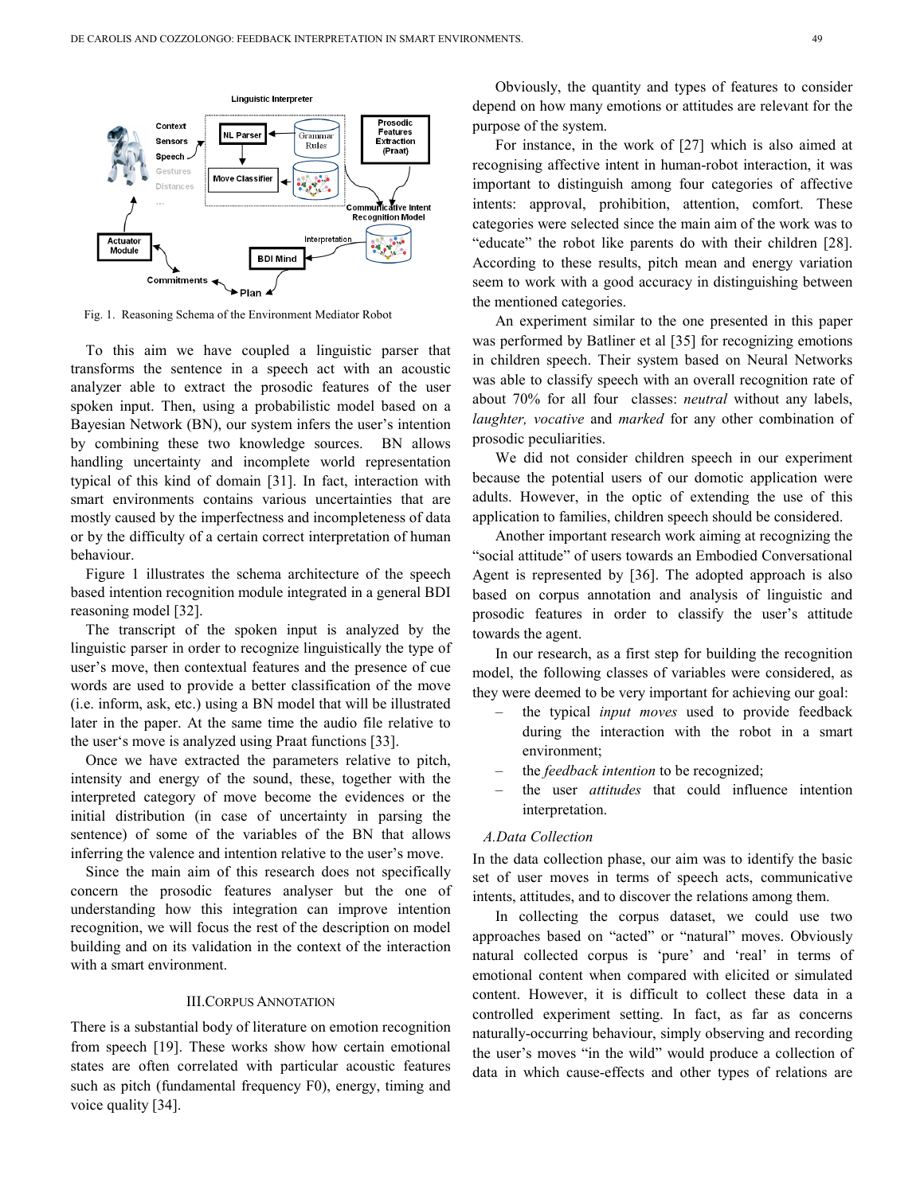Fig. 1. Reasoning Schema of the Environment Mediator Robot

To this aim we have coupled a linguistic parser that transforms the sentence in a speech act with an acoustic analyzer able to extract the prosodic features of the user spoken input. Then, using a probabilistic model based on a Bayesian Network (BN), our system infers the user's intention by combining these two knowledge sources. BN allows handling uncertainty and incomplete world representation typical of this kind of domain [31]. In fact, interaction with smart environments contains various uncertainties that are mostly caused by the imperfectness and incompleteness of data or by the difficulty of a certain correct interpretation of human behaviour.

Figure 1 illustrates the schema architecture of the speech based intention recognition module integrated in a general BDI reasoning model [32].

The transcript of the spoken input is analyzed by the linguistic parser in order to recognize linguistically the type of user's move, then contextual features and the presence of cue words are used to provide a better classification of the move (i.e. inform, ask, etc.) using a BN model that will be illustrated later in the paper. At the same time the audio file relative to the user's move is analyzed using Praat functions [33].

Once we have extracted the parameters relative to pitch, intensity and energy of the sound, these, together with the interpreted category of move become the evidences or the initial distribution (in case of uncertainty in parsing the sentence) of some of the variables of the BN that allows inferring the valence and intention relative to the user's move.

Since the main aim of this research does not specifically concern the prosodic features analyser but the one of understanding how this integration can improve intention recognition, we will focus the rest of the description on model building and on its validation in the context of the interaction with a smart environment.

## III. Corpus Annotation

There is a substantial body of literature on emotion recognition from speech [19]. These works show how certain emotional states are often correlated with particular acoustic features such as pitch (fundamental frequency F0), energy, timing and voice quality [34].

Obviously, the quantity and types of features to consider depend on how many emotions or attitudes are relevant for the purpose of the system.

For instance, in the work of [27] which is also aimed at recognising affective intent in human-robot interaction, it was important to distinguish among four categories of affective intents: approval, prohibition, attention, comfort. These categories were selected since the main aim of the work was to "educate" the robot like parents do with their children [28]. According to these results, pitch mean and energy variation seem to work with a good accuracy in distinguishing between the mentioned categories.

An experiment similar to the one presented in this paper was performed by Batliner et al [35] for recognizing emotions in children speech. Their system based on Neural Networks was able to classify speech with an overall recognition rate of about 70% for all four classes: *neutral* without any labels, *laughter, vocative* and *marked* for any other combination of prosodic peculiarities.

We did not consider children speech in our experiment because the potential users of our domotic application were adults. However, in the optic of extending the use of this application to families, children speech should be considered.

Another important research work aiming at recognizing the "social attitude" of users towards an Embodied Conversational Agent is represented by [36]. The adopted approach is also based on corpus annotation and analysis of linguistic and prosodic features in order to classify the user's attitude towards the agent.

In our research, as a first step for building the recognition model, the following classes of variables were considered, as they were deemed to be very important for achieving our goal:

- the typical *input moves* used to provide feedback during the interaction with the robot in a smart environment;
- the *feedback intention* to be recognized;
- the user *attitudes* that could influence intention interpretation.

### A. Data Collection

In the data collection phase, our aim was to identify the basic set of user moves in terms of speech acts, communicative intents, attitudes, and to discover the relations among them.

In collecting the corpus dataset, we could use two approaches based on "acted" or "natural" moves. Obviously natural collected corpus is 'pure' and 'real' in terms of emotional content when compared with elicited or simulated content. However, it is difficult to collect these data in a controlled experiment setting. In fact, as far as concerns naturally-occurring behaviour, simply observing and recording the user's moves "in the wild" would produce a collection of data in which cause-effects and other types of relations are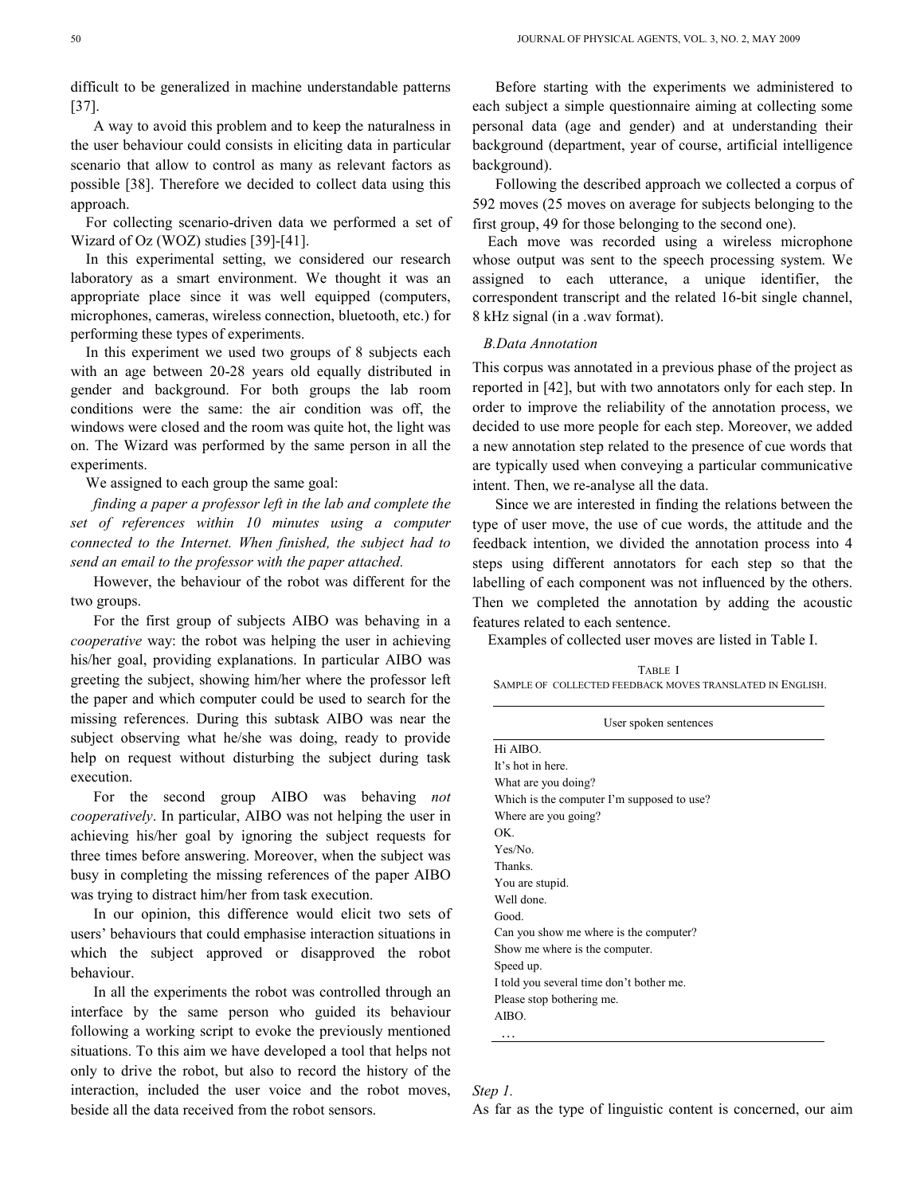difficult to be generalized in machine understandable patterns [37].

A way to avoid this problem and to keep the naturalness in the user behaviour could consists in eliciting data in particular scenario that allow to control as many as relevant factors as possible [38]. Therefore we decided to collect data using this approach.

For collecting scenario-driven data we performed a set of Wizard of Oz (WOZ) studies [39]-[41].

In this experimental setting, we considered our research laboratory as a smart environment. We thought it was an appropriate place since it was well equipped (computers, microphones, cameras, wireless connection, bluetooth, etc.) for performing these types of experiments.

In this experiment we used two groups of 8 subjects each with an age between 20-28 years old equally distributed in gender and background. For both groups the lab room conditions were the same: the air condition was off, the windows were closed and the room was quite hot, the light was on. The Wizard was performed by the same person in all the experiments.

We assigned to each group the same goal:

*finding a paper a professor left in the lab and complete the set of references within 10 minutes using a computer connected to the Internet. When finished, the subject had to send an email to the professor with the paper attached.*

However, the behaviour of the robot was different for the two groups.

For the first group of subjects AIBO was behaving in a *cooperative* way: the robot was helping the user in achieving his/her goal, providing explanations. In particular AIBO was greeting the subject, showing him/her where the professor left the paper and which computer could be used to search for the missing references. During this subtask AIBO was near the subject observing what he/she was doing, ready to provide help on request without disturbing the subject during task execution.

For the second group AIBO was behaving *not cooperatively*. In particular, AIBO was not helping the user in achieving his/her goal by ignoring the subject requests for three times before answering. Moreover, when the subject was busy in completing the missing references of the paper AIBO was trying to distract him/her from task execution.

In our opinion, this difference would elicit two sets of users' behaviours that could emphasise interaction situations in which the subject approved or disapproved the robot behaviour.

In all the experiments the robot was controlled through an interface by the same person who guided its behaviour following a working script to evoke the previously mentioned situations. To this aim we have developed a tool that helps not only to drive the robot, but also to record the history of the interaction, included the user voice and the robot moves, beside all the data received from the robot sensors.

Before starting with the experiments we administered to each subject a simple questionnaire aiming at collecting some personal data (age and gender) and at understanding their background (department, year of course, artificial intelligence background).

Following the described approach we collected a corpus of 592 moves (25 moves on average for subjects belonging to the first group, 49 for those belonging to the second one).

Each move was recorded using a wireless microphone whose output was sent to the speech processing system. We assigned to each utterance, a unique identifier, the correspondent transcript and the related 16-bit single channel, 8 kHz signal (in a .wav format).

### *B. Data Annotation*

This corpus was annotated in a previous phase of the project as reported in [42], but with two annotators only for each step. In order to improve the reliability of the annotation process, we decided to use more people for each step. Moreover, we added a new annotation step related to the presence of cue words that are typically used when conveying a particular communicative intent. Then, we re-analyse all the data.

Since we are interested in finding the relations between the type of user move, the use of cue words, the attitude and the feedback intention, we divided the annotation process into 4 steps using different annotators for each step so that the labelling of each component was not influenced by the others. Then we completed the annotation by adding the acoustic features related to each sentence.

Examples of collected user moves are listed in Table I.

TABLE I
SAMPLE OF COLLECTED FEEDBACK MOVES TRANSLATED IN ENGLISH.

| User spoken sentences |
|---|
| Hi AIBO. |
| It's hot in here. |
| What are you doing? |
| Which is the computer I'm supposed to use? |
| Where are you going? |
| OK. |
| Yes/No. |
| Thanks. |
| You are stupid. |
| Well done. |
| Good. |
| Can you show me where is the computer? |
| Show me where is the computer. |
| Speed up. |
| I told you several time don't bother me. |
| Please stop bothering me. |
| AIBO. |
| … |

*Step 1.*

As far as the type of linguistic content is concerned, our aim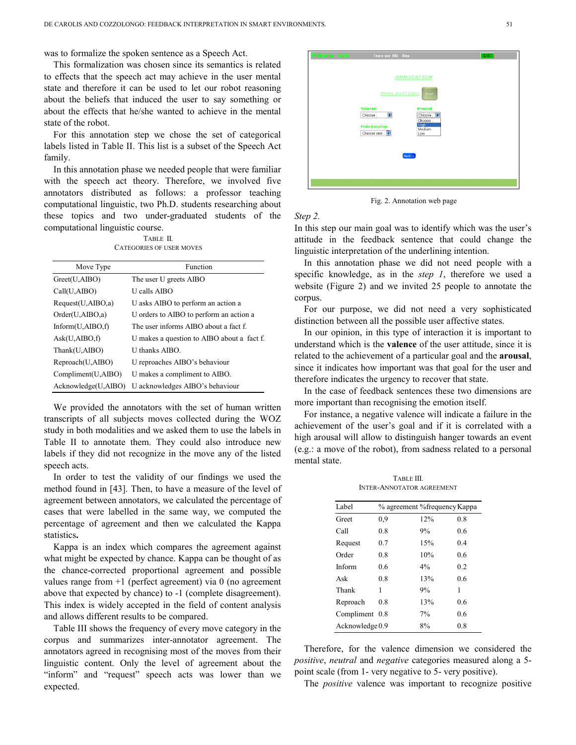was to formalize the spoken sentence as a Speech Act.

This formalization was chosen since its semantics is related to effects that the speech act may achieve in the user mental state and therefore it can be used to let our robot reasoning about the beliefs that induced the user to say something or about the effects that he/she wanted to achieve in the mental state of the robot.

For this annotation step we chose the set of categorical labels listed in Table II. This list is a subset of the Speech Act family.

In this annotation phase we needed people that were familiar with the speech act theory. Therefore, we involved five annotators distributed as follows: a professor teaching computational linguistic, two Ph.D. students researching about these topics and two under-graduated students of the computational linguistic course.

TABLE II.
CATEGORIES OF USER MOVES

| Move Type | Function |
| --- | --- |
| Greet(U,AIBO) | The user U greets AIBO |
| Call(U,AIBO) | U calls AIBO |
| Request(U,AIBO,a) | U asks AIBO to perform an action a |
| Order(U,AIBO,a) | U orders to AIBO to perform an action a |
| Inform(U,AIBO,f) | The user informs AIBO about a fact f. |
| Ask(U,AIBO,f) | U makes a question to AIBO about a fact f. |
| Thank(U,AIBO) | U thanks AIBO. |
| Reproach(U,AIBO) | U reproaches AIBO's behaviour |
| Compliment(U,AIBO) | U makes a compliment to AIBO. |
| Acknowledge(U,AIBO) | U acknowledges AIBO's behaviour |

We provided the annotators with the set of human written transcripts of all subjects moves collected during the WOZ study in both modalities and we asked them to use the labels in Table II to annotate them. They could also introduce new labels if they did not recognize in the move any of the listed speech acts.

In order to test the validity of our findings we used the method found in [43]. Then, to have a measure of the level of agreement between annotators, we calculated the percentage of cases that were labelled in the same way, we computed the percentage of agreement and then we calculated the Kappa statistics**.**

Kappa is an index which compares the agreement against what might be expected by chance. Kappa can be thought of as the chance-corrected proportional agreement and possible values range from +1 (perfect agreement) via 0 (no agreement above that expected by chance) to -1 (complete disagreement). This index is widely accepted in the field of content analysis and allows different results to be compared.

Table III shows the frequency of every move category in the corpus and summarizes inter-annotator agreement. The annotators agreed in recognising most of the moves from their linguistic content. Only the level of agreement about the "inform" and "request" speech acts was lower than we expected.

Fig. 2. Annotation web page

*Step 2.*

In this step our main goal was to identify which was the user's attitude in the feedback sentence that could change the linguistic interpretation of the underlining intention.

In this annotation phase we did not need people with a specific knowledge, as in the *step 1*, therefore we used a website (Figure 2) and we invited 25 people to annotate the corpus.

For our purpose, we did not need a very sophisticated distinction between all the possible user affective states.

In our opinion, in this type of interaction it is important to understand which is the **valence** of the user attitude, since it is related to the achievement of a particular goal and the **arousal**, since it indicates how important was that goal for the user and therefore indicates the urgency to recover that state.

In the case of feedback sentences these two dimensions are more important than recognising the emotion itself.

For instance, a negative valence will indicate a failure in the achievement of the user's goal and if it is correlated with a high arousal will allow to distinguish hanger towards an event (e.g.: a move of the robot), from sadness related to a personal mental state.

TABLE III.
INTER-ANNOTATOR AGREEMENT

| Label | % agreement | %frequency | Kappa |
| --- | --- | --- | --- |
| Greet | 0,9 | 12% | 0.8 |
| Call | 0.8 | 9% | 0.6 |
| Request | 0.7 | 15% | 0.4 |
| Order | 0.8 | 10% | 0.6 |
| Inform | 0.6 | 4% | 0.2 |
| Ask | 0.8 | 13% | 0.6 |
| Thank | 1 | 9% | 1 |
| Reproach | 0.8 | 13% | 0.6 |
| Compliment | 0.8 | 7% | 0.6 |
| Acknowledge | 0.9 | 8% | 0.8 |

Therefore, for the valence dimension we considered the *positive*, *neutral* and *negative* categories measured along a 5-point scale (from 1- very negative to 5- very positive).

The *positive* valence was important to recognize positive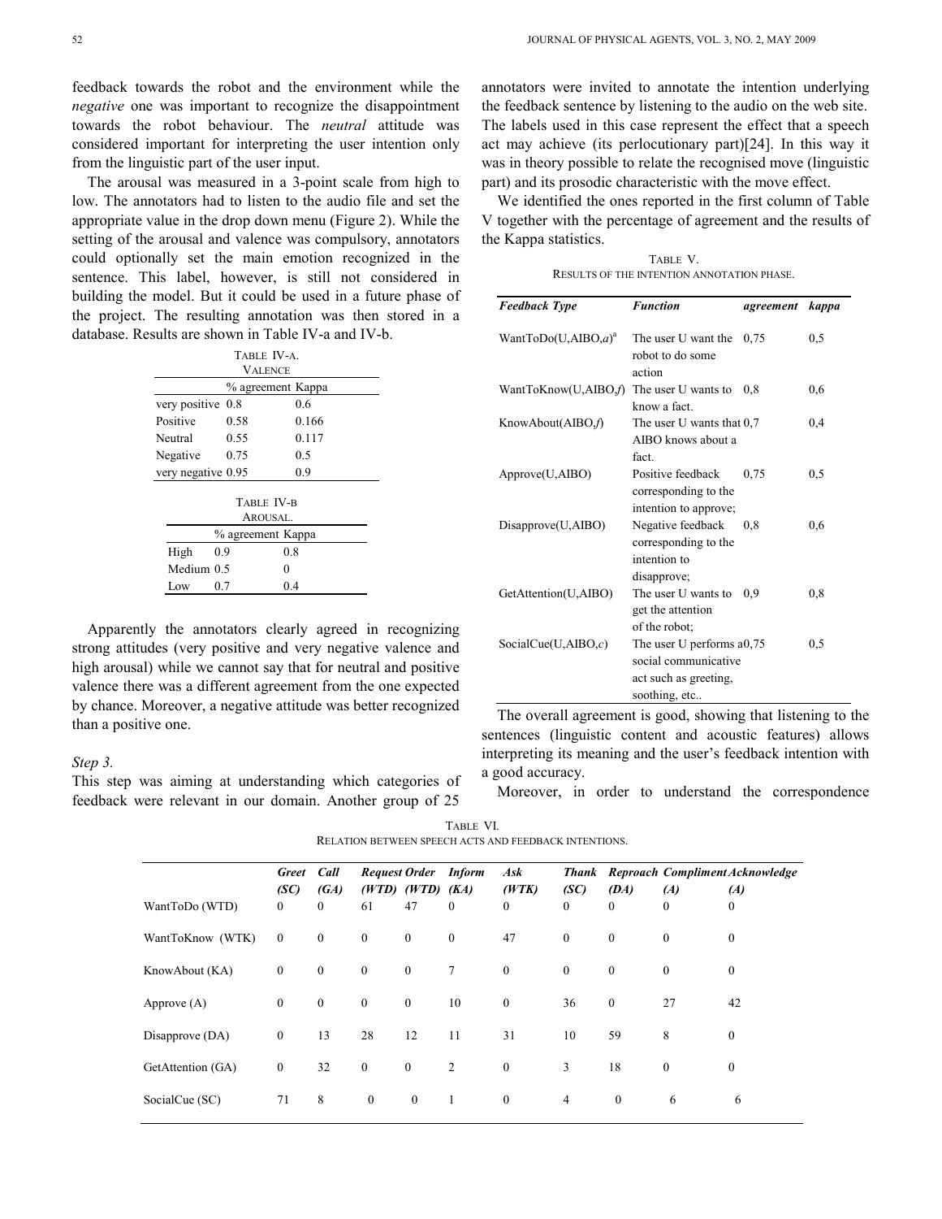feedback towards the robot and the environment while the *negative* one was important to recognize the disappointment towards the robot behaviour. The *neutral* attitude was considered important for interpreting the user intention only from the linguistic part of the user input.

The arousal was measured in a 3-point scale from high to low. The annotators had to listen to the audio file and set the appropriate value in the drop down menu (Figure 2). While the setting of the arousal and valence was compulsory, annotators could optionally set the main emotion recognized in the sentence. This label, however, is still not considered in building the model. But it could be used in a future phase of the project. The resulting annotation was then stored in a database. Results are shown in Table IV-a and IV-b.

TABLE IV-A.
VALENCE

| | % agreement | Kappa |
|---|---|---|
| very positive | 0.8 | 0.6 |
| Positive | 0.58 | 0.166 |
| Neutral | 0.55 | 0.117 |
| Negative | 0.75 | 0.5 |
| very negative | 0.95 | 0.9 |

TABLE IV-B
AROUSAL.

| | % agreement | Kappa |
|---|---|---|
| High | 0.9 | 0.8 |
| Medium | 0.5 | 0 |
| Low | 0.7 | 0.4 |

Apparently the annotators clearly agreed in recognizing strong attitudes (very positive and very negative valence and high arousal) while we cannot say that for neutral and positive valence there was a different agreement from the one expected by chance. Moreover, a negative attitude was better recognized than a positive one.

*Step 3.*

This step was aiming at understanding which categories of feedback were relevant in our domain. Another group of 25 annotators were invited to annotate the intention underlying the feedback sentence by listening to the audio on the web site. The labels used in this case represent the effect that a speech act may achieve (its perlocutionary part)[24]. In this way it was in theory possible to relate the recognised move (linguistic part) and its prosodic characteristic with the move effect.

We identified the ones reported in the first column of Table V together with the percentage of agreement and the results of the Kappa statistics.

TABLE V.
RESULTS OF THE INTENTION ANNOTATION PHASE.

| *Feedback Type* | *Function* | *agreement* | *kappa* |
|---|---|---|---|
| WantToDo(U,AIBO,*a*)[a] | The user U want the robot to do some action | 0,75 | 0,5 |
| WantToKnow(U,AIBO,*f*) | The user U wants to know a fact. | 0,8 | 0,6 |
| KnowAbout(AIBO,*f*) | The user U wants that AIBO knows about a fact. | 0,7 | 0,4 |
| Approve(U,AIBO) | Positive feedback corresponding to the intention to approve; | 0,75 | 0,5 |
| Disapprove(U,AIBO) | Negative feedback corresponding to the intention to disapprove; | 0,8 | 0,6 |
| GetAttention(U,AIBO) | The user U wants to get the attention of the robot; | 0,9 | 0,8 |
| SocialCue(U,AIBO,*c*) | The user U performs a social communicative act such as greeting, soothing, etc.. | 0,75 | 0,5 |

The overall agreement is good, showing that listening to the sentences (linguistic content and acoustic features) allows interpreting its meaning and the user's feedback intention with a good accuracy.

Moreover, in order to understand the correspondence

TABLE VI.
RELATION BETWEEN SPEECH ACTS AND FEEDBACK INTENTIONS.

| | *Greet (SC)* | *Call (GA)* | *Request (WTD)* | *Order (WTD)* | *Inform (KA)* | *Ask (WTK)* | *Thank (SC)* | *Reproach (DA)* | *Compliment (A)* | *Acknowledge (A)* |
|---|---|---|---|---|---|---|---|---|---|---|
| WantToDo (WTD) | 0 | 0 | 61 | 47 | 0 | 0 | 0 | 0 | 0 | 0 |
| WantToKnow (WTK) | 0 | 0 | 0 | 0 | 0 | 47 | 0 | 0 | 0 | 0 |
| KnowAbout (KA) | 0 | 0 | 0 | 0 | 7 | 0 | 0 | 0 | 0 | 0 |
| Approve (A) | 0 | 0 | 0 | 0 | 10 | 0 | 36 | 0 | 27 | 42 |
| Disapprove (DA) | 0 | 13 | 28 | 12 | 11 | 31 | 10 | 59 | 8 | 0 |
| GetAttention (GA) | 0 | 32 | 0 | 0 | 2 | 0 | 3 | 18 | 0 | 0 |
| SocialCue (SC) | 71 | 8 | 0 | 0 | 1 | 0 | 4 | 0 | 6 | 6 |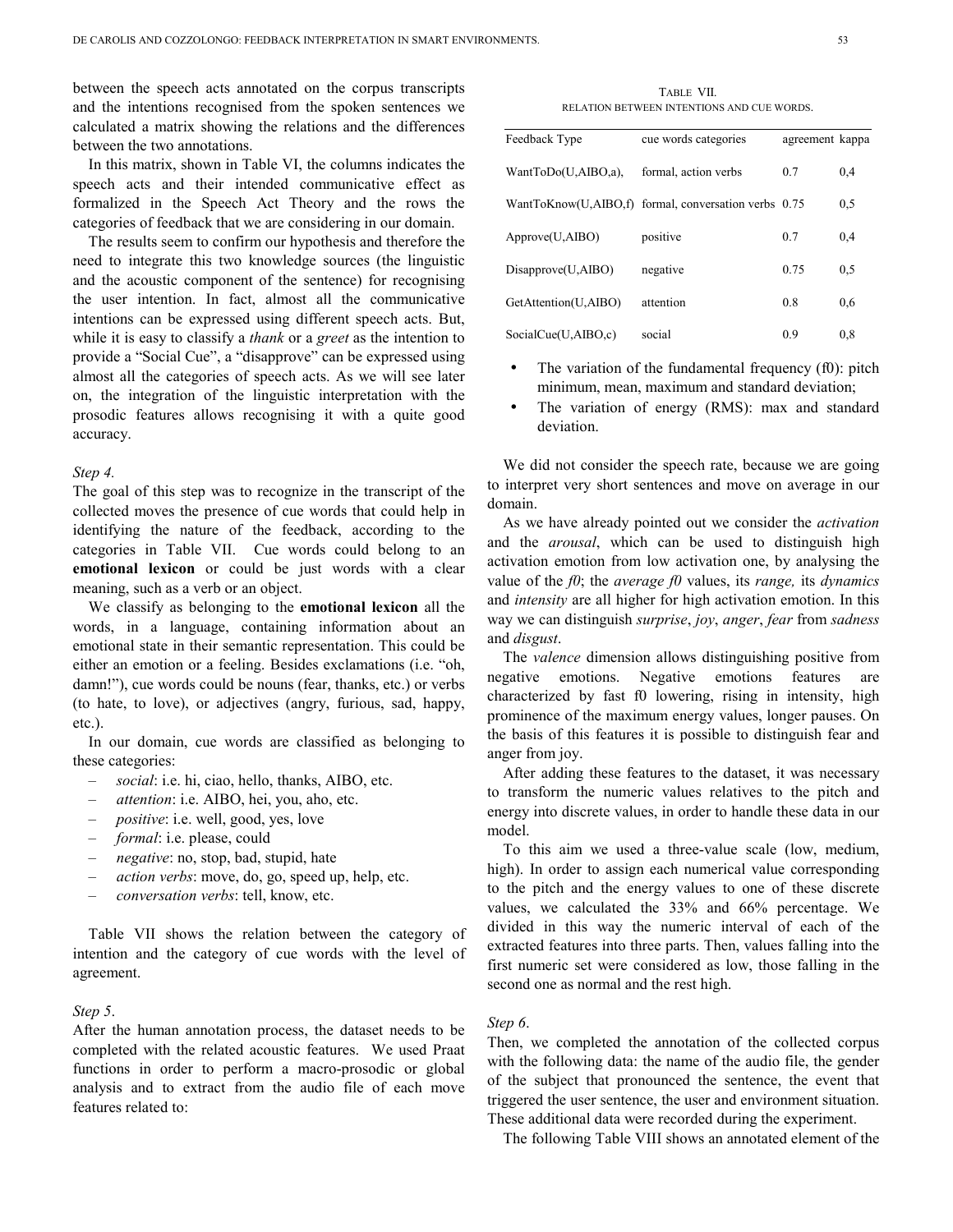between the speech acts annotated on the corpus transcripts and the intentions recognised from the spoken sentences we calculated a matrix showing the relations and the differences between the two annotations.

In this matrix, shown in Table VI, the columns indicates the speech acts and their intended communicative effect as formalized in the Speech Act Theory and the rows the categories of feedback that we are considering in our domain.

The results seem to confirm our hypothesis and therefore the need to integrate this two knowledge sources (the linguistic and the acoustic component of the sentence) for recognising the user intention. In fact, almost all the communicative intentions can be expressed using different speech acts. But, while it is easy to classify a *thank* or a *greet* as the intention to provide a "Social Cue", a "disapprove" can be expressed using almost all the categories of speech acts. As we will see later on, the integration of the linguistic interpretation with the prosodic features allows recognising it with a quite good accuracy.

*Step 4.*

The goal of this step was to recognize in the transcript of the collected moves the presence of cue words that could help in identifying the nature of the feedback, according to the categories in Table VII. Cue words could belong to an **emotional lexicon** or could be just words with a clear meaning, such as a verb or an object.

We classify as belonging to the **emotional lexicon** all the words, in a language, containing information about an emotional state in their semantic representation. This could be either an emotion or a feeling. Besides exclamations (i.e. "oh, damn!"), cue words could be nouns (fear, thanks, etc.) or verbs (to hate, to love), or adjectives (angry, furious, sad, happy, etc.).

In our domain, cue words are classified as belonging to these categories:

– *social*: i.e. hi, ciao, hello, thanks, AIBO, etc.
– *attention*: i.e. AIBO, hei, you, aho, etc.
– *positive*: i.e. well, good, yes, love
– *formal*: i.e. please, could
– *negative*: no, stop, bad, stupid, hate
– *action verbs*: move, do, go, speed up, help, etc.
– *conversation verbs*: tell, know, etc.

Table VII shows the relation between the category of intention and the category of cue words with the level of agreement.

*Step 5.*

After the human annotation process, the dataset needs to be completed with the related acoustic features. We used Praat functions in order to perform a macro-prosodic or global analysis and to extract from the audio file of each move features related to:

TABLE VII.
RELATION BETWEEN INTENTIONS AND CUE WORDS.

| Feedback Type | cue words categories | agreement | kappa |
|---|---|---|---|
| WantToDo(U,AIBO,a), | formal, action verbs | 0.7 | 0,4 |
| WantToKnow(U,AIBO,f) | formal, conversation verbs | 0.75 | 0,5 |
| Approve(U,AIBO) | positive | 0.7 | 0,4 |
| Disapprove(U,AIBO) | negative | 0.75 | 0,5 |
| GetAttention(U,AIBO) | attention | 0.8 | 0,6 |
| SocialCue(U,AIBO,c) | social | 0.9 | 0,8 |

- The variation of the fundamental frequency (f0): pitch minimum, mean, maximum and standard deviation;
- The variation of energy (RMS): max and standard deviation.

We did not consider the speech rate, because we are going to interpret very short sentences and move on average in our domain.

As we have already pointed out we consider the *activation* and the *arousal*, which can be used to distinguish high activation emotion from low activation one, by analysing the value of the *f0*; the *average f0* values, its *range,* its *dynamics* and *intensity* are all higher for high activation emotion. In this way we can distinguish *surprise*, *joy*, *anger*, *fear* from *sadness* and *disgust*.

The *valence* dimension allows distinguishing positive from negative emotions. Negative emotions features are characterized by fast f0 lowering, rising in intensity, high prominence of the maximum energy values, longer pauses. On the basis of this features it is possible to distinguish fear and anger from joy.

After adding these features to the dataset, it was necessary to transform the numeric values relatives to the pitch and energy into discrete values, in order to handle these data in our model.

To this aim we used a three-value scale (low, medium, high). In order to assign each numerical value corresponding to the pitch and the energy values to one of these discrete values, we calculated the 33% and 66% percentage. We divided in this way the numeric interval of each of the extracted features into three parts. Then, values falling into the first numeric set were considered as low, those falling in the second one as normal and the rest high.

*Step 6.*

Then, we completed the annotation of the collected corpus with the following data: the name of the audio file, the gender of the subject that pronounced the sentence, the event that triggered the user sentence, the user and environment situation. These additional data were recorded during the experiment.

The following Table VIII shows an annotated element of the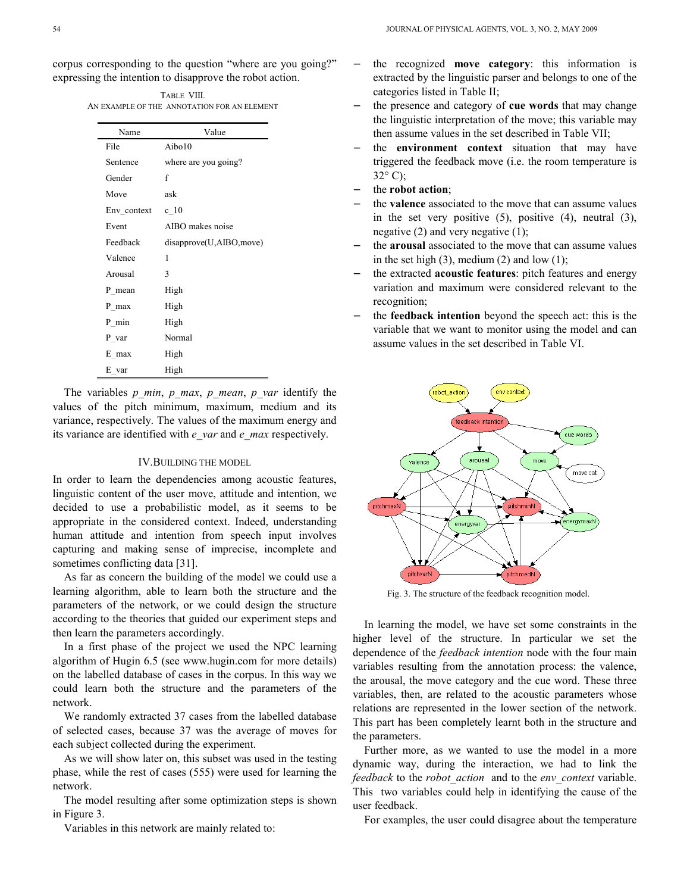corpus corresponding to the question "where are you going?" expressing the intention to disapprove the robot action.

TABLE VIII.
AN EXAMPLE OF THE ANNOTATION FOR AN ELEMENT

| Name | Value |
|---|---|
| File | Aibo10 |
| Sentence | where are you going? |
| Gender | f |
| Move | ask |
| Env_context | c_10 |
| Event | AIBO makes noise |
| Feedback | disapprove(U,AIBO,move) |
| Valence | 1 |
| Arousal | 3 |
| P_mean | High |
| P_max | High |
| P_min | High |
| P_var | Normal |
| E_max | High |
| E_var | High |

The variables *p_min*, *p_max*, *p_mean*, *p_var* identify the values of the pitch minimum, maximum, medium and its variance, respectively. The values of the maximum energy and its variance are identified with *e_var* and *e_max* respectively.

## IV. BUILDING THE MODEL

In order to learn the dependencies among acoustic features, linguistic content of the user move, attitude and intention, we decided to use a probabilistic model, as it seems to be appropriate in the considered context. Indeed, understanding human attitude and intention from speech input involves capturing and making sense of imprecise, incomplete and sometimes conflicting data [31].

As far as concern the building of the model we could use a learning algorithm, able to learn both the structure and the parameters of the network, or we could design the structure according to the theories that guided our experiment steps and then learn the parameters accordingly.

In a first phase of the project we used the NPC learning algorithm of Hugin 6.5 (see www.hugin.com for more details) on the labelled database of cases in the corpus. In this way we could learn both the structure and the parameters of the network.

We randomly extracted 37 cases from the labelled database of selected cases, because 37 was the average of moves for each subject collected during the experiment.

As we will show later on, this subset was used in the testing phase, while the rest of cases (555) were used for learning the network.

The model resulting after some optimization steps is shown in Figure 3.

Variables in this network are mainly related to:

- the recognized **move category**: this information is extracted by the linguistic parser and belongs to one of the categories listed in Table II;
- the presence and category of **cue words** that may change the linguistic interpretation of the move; this variable may then assume values in the set described in Table VII;
- the **environment context** situation that may have triggered the feedback move (i.e. the room temperature is 32° C);
- the **robot action**;
- the **valence** associated to the move that can assume values in the set very positive (5), positive (4), neutral (3), negative (2) and very negative (1);
- the **arousal** associated to the move that can assume values in the set high (3), medium (2) and low (1);
- the extracted **acoustic features**: pitch features and energy variation and maximum were considered relevant to the recognition;
- the **feedback intention** beyond the speech act: this is the variable that we want to monitor using the model and can assume values in the set described in Table VI.

Fig. 3. The structure of the feedback recognition model.

In learning the model, we have set some constraints in the higher level of the structure. In particular we set the dependence of the *feedback intention* node with the four main variables resulting from the annotation process: the valence, the arousal, the move category and the cue word. These three variables, then, are related to the acoustic parameters whose relations are represented in the lower section of the network. This part has been completely learnt both in the structure and the parameters.

Further more, as we wanted to use the model in a more dynamic way, during the interaction, we had to link the *feedback* to the *robot_action* and to the *env_context* variable. This two variables could help in identifying the cause of the user feedback.

For examples, the user could disagree about the temperature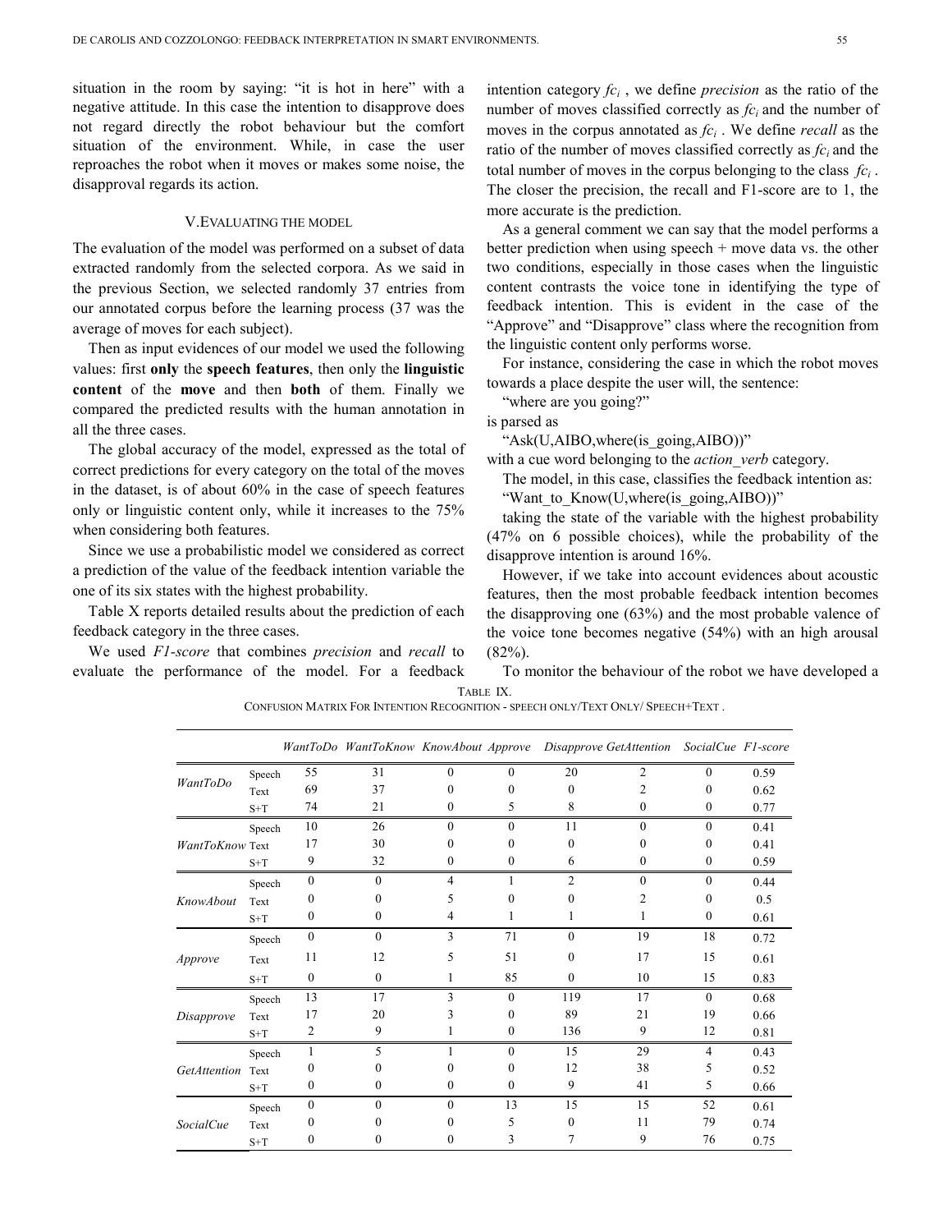situation in the room by saying: "it is hot in here" with a negative attitude. In this case the intention to disapprove does not regard directly the robot behaviour but the comfort situation of the environment. While, in case the user reproaches the robot when it moves or makes some noise, the disapproval regards its action.

## V. Evaluating the Model

The evaluation of the model was performed on a subset of data extracted randomly from the selected corpora. As we said in the previous Section, we selected randomly 37 entries from our annotated corpus before the learning process (37 was the average of moves for each subject).

Then as input evidences of our model we used the following values: first **only** the **speech features**, then only the **linguistic content** of the **move** and then **both** of them. Finally we compared the predicted results with the human annotation in all the three cases.

The global accuracy of the model, expressed as the total of correct predictions for every category on the total of the moves in the dataset, is of about 60% in the case of speech features only or linguistic content only, while it increases to the 75% when considering both features.

Since we use a probabilistic model we considered as correct a prediction of the value of the feedback intention variable the one of its six states with the highest probability.

Table X reports detailed results about the prediction of each feedback category in the three cases.

We used *F1-score* that combines *precision* and *recall* to evaluate the performance of the model. For a feedback intention category $fc_i$, we define *precision* as the ratio of the number of moves classified correctly as $fc_i$ and the number of moves in the corpus annotated as $fc_i$. We define *recall* as the ratio of the number of moves classified correctly as $fc_i$ and the total number of moves in the corpus belonging to the class $fc_i$. The closer the precision, the recall and F1-score are to 1, the more accurate is the prediction.

As a general comment we can say that the model performs a better prediction when using speech + move data vs. the other two conditions, especially in those cases when the linguistic content contrasts the voice tone in identifying the type of feedback intention. This is evident in the case of the "Approve" and "Disapprove" class where the recognition from the linguistic content only performs worse.

For instance, considering the case in which the robot moves towards a place despite the user will, the sentence:

"where are you going?"

is parsed as

"Ask(U,AIBO,where(is_going,AIBO))"

with a cue word belonging to the *action_verb* category.

The model, in this case, classifies the feedback intention as:

"Want_to_Know(U,where(is_going,AIBO))"

taking the state of the variable with the highest probability (47% on 6 possible choices), while the probability of the disapprove intention is around 16%.

However, if we take into account evidences about acoustic features, then the most probable feedback intention becomes the disapproving one (63%) and the most probable valence of the voice tone becomes negative (54%) with an high arousal (82%).

To monitor the behaviour of the robot we have developed a

TABLE IX.
CONFUSION MATRIX FOR INTENTION RECOGNITION - SPEECH ONLY/TEXT ONLY/ SPEECH+TEXT .

| | | *WantToDo* | *WantToKnow* | *KnowAbout* | *Approve* | *Disapprove* | *GetAttention* | *SocialCue* | *F1-score* |
|---|---|---|---|---|---|---|---|---|---|
| *WantToDo* | Speech | 55 | 31 | 0 | 0 | 20 | 2 | 0 | 0.59 |
| | Text | 69 | 37 | 0 | 0 | 0 | 2 | 0 | 0.62 |
| | S+T | 74 | 21 | 0 | 5 | 8 | 0 | 0 | 0.77 |
| *WantToKnow* | Speech | 10 | 26 | 0 | 0 | 11 | 0 | 0 | 0.41 |
| | Text | 17 | 30 | 0 | 0 | 0 | 0 | 0 | 0.41 |
| | S+T | 9 | 32 | 0 | 0 | 6 | 0 | 0 | 0.59 |
| *KnowAbout* | Speech | 0 | 0 | 4 | 1 | 2 | 0 | 0 | 0.44 |
| | Text | 0 | 0 | 5 | 0 | 0 | 2 | 0 | 0.5 |
| | S+T | 0 | 0 | 4 | 1 | 1 | 1 | 0 | 0.61 |
| *Approve* | Speech | 0 | 0 | 3 | 71 | 0 | 19 | 18 | 0.72 |
| | Text | 11 | 12 | 5 | 51 | 0 | 17 | 15 | 0.61 |
| | S+T | 0 | 0 | 1 | 85 | 0 | 10 | 15 | 0.83 |
| *Disapprove* | Speech | 13 | 17 | 3 | 0 | 119 | 17 | 0 | 0.68 |
| | Text | 17 | 20 | 3 | 0 | 89 | 21 | 19 | 0.66 |
| | S+T | 2 | 9 | 1 | 0 | 136 | 9 | 12 | 0.81 |
| *GetAttention* | Speech | 1 | 5 | 1 | 0 | 15 | 29 | 4 | 0.43 |
| | Text | 0 | 0 | 0 | 0 | 12 | 38 | 5 | 0.52 |
| | S+T | 0 | 0 | 0 | 0 | 9 | 41 | 5 | 0.66 |
| *SocialCue* | Speech | 0 | 0 | 0 | 13 | 15 | 15 | 52 | 0.61 |
| | Text | 0 | 0 | 0 | 5 | 0 | 11 | 79 | 0.74 |
| | S+T | 0 | 0 | 0 | 3 | 7 | 9 | 76 | 0.75 |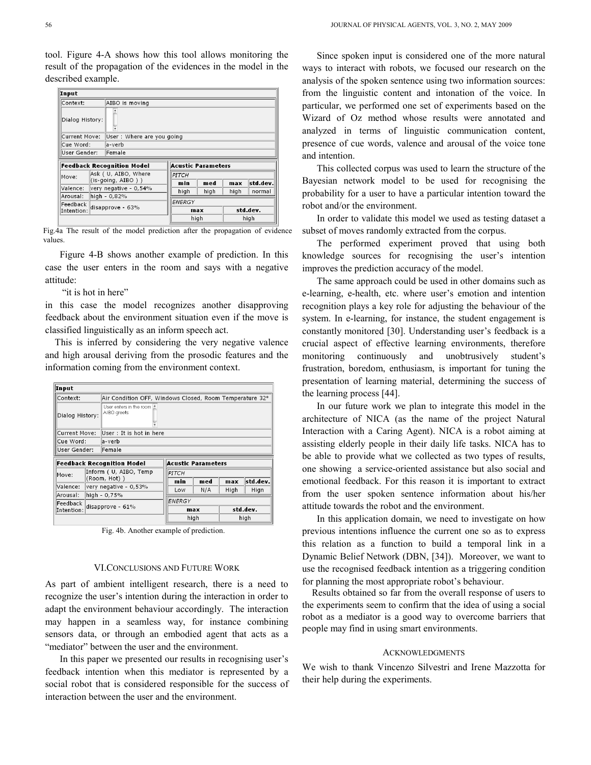tool. Figure 4-A shows how this tool allows monitoring the result of the propagation of the evidences in the model in the described example.

| Input | |
|---|---|
| Context: | AIBO is moving |
| Dialog History: | |
| Current Move: | User : Where are you going |
| Cue Word: | a-verb |
| User Gender: | Female |

| Feedback Recognition Model | |
|---|---|
| Move: | Ask ( U, AIBO, Where (is-going, AIBO ) ) |
| Valence: | very negative - 0,54% |
| Arousal: | high - 0,82% |
| Feedback Intention: | disapprove - 63% |

| Acustic Parameters | | | |
|---|---|---|---|
| PITCH | | | |
| min | med | max | std.dev. |
| high | high | high | normal |
| ENERGY | | | |
| max | | std.dev. | |
| high | | high | |

Fig.4a The result of the model prediction after the propagation of evidence values.

Figure 4-B shows another example of prediction. In this case the user enters in the room and says with a negative attitude:

"it is hot in here"

in this case the model recognizes another disapproving feedback about the environment situation even if the move is classified linguistically as an inform speech act.

This is inferred by considering the very negative valence and high arousal deriving from the prosodic features and the information coming from the environment context.

| Input | |
|---|---|
| Context: | Air Condition OFF, Windows Closed, Room Temperature 32° |
| Dialog History: | User enters in the room AIBO greets |
| Current Move: | User : It is hot in here |
| Cue Word: | a-verb |
| User Gender: | Female |

| Feedback Recognition Model | |
|---|---|
| Move: | Inform ( U, AIBO, Temp (Room, Hot) ) |
| Valence: | very negative - 0,53% |
| Arousal: | high - 0,75% |
| Feedback Intention: | disapprove - 61% |

| Acustic Parameters | | | |
|---|---|---|---|
| PITCH | | | |
| min | med | max | std.dev. |
| Low | N/A | High | High |
| ENERGY | | | |
| max | | std.dev. | |
| high | | high | |

Fig. 4b. Another example of prediction.

## VI. Conclusions and Future Work

As part of ambient intelligent research, there is a need to recognize the user's intention during the interaction in order to adapt the environment behaviour accordingly. The interaction may happen in a seamless way, for instance combining sensors data, or through an embodied agent that acts as a "mediator" between the user and the environment.

In this paper we presented our results in recognising user's feedback intention when this mediator is represented by a social robot that is considered responsible for the success of interaction between the user and the environment.

Since spoken input is considered one of the more natural ways to interact with robots, we focused our research on the analysis of the spoken sentence using two information sources: from the linguistic content and intonation of the voice. In particular, we performed one set of experiments based on the Wizard of Oz method whose results were annotated and analyzed in terms of linguistic communication content, presence of cue words, valence and arousal of the voice tone and intention.

This collected corpus was used to learn the structure of the Bayesian network model to be used for recognising the probability for a user to have a particular intention toward the robot and/or the environment.

In order to validate this model we used as testing dataset a subset of moves randomly extracted from the corpus.

The performed experiment proved that using both knowledge sources for recognising the user's intention improves the prediction accuracy of the model.

The same approach could be used in other domains such as e-learning, e-health, etc. where user's emotion and intention recognition plays a key role for adjusting the behaviour of the system. In e-learning, for instance, the student engagement is constantly monitored [30]. Understanding user's feedback is a crucial aspect of effective learning environments, therefore monitoring continuously and unobtrusively student's frustration, boredom, enthusiasm, is important for tuning the presentation of learning material, determining the success of the learning process [44].

In our future work we plan to integrate this model in the architecture of NICA (as the name of the project Natural Interaction with a Caring Agent). NICA is a robot aiming at assisting elderly people in their daily life tasks. NICA has to be able to provide what we collected as two types of results, one showing a service-oriented assistance but also social and emotional feedback. For this reason it is important to extract from the user spoken sentence information about his/her attitude towards the robot and the environment.

In this application domain, we need to investigate on how previous intentions influence the current one so as to express this relation as a function to build a temporal link in a Dynamic Belief Network (DBN, [34]). Moreover, we want to use the recognised feedback intention as a triggering condition for planning the most appropriate robot's behaviour.

Results obtained so far from the overall response of users to the experiments seem to confirm that the idea of using a social robot as a mediator is a good way to overcome barriers that people may find in using smart environments.

## Acknowledgments

We wish to thank Vincenzo Silvestri and Irene Mazzotta for their help during the experiments.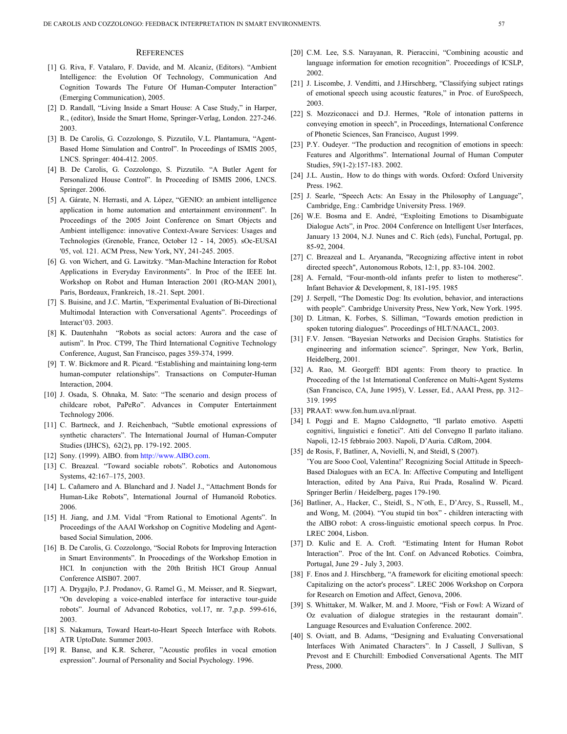## References

[1] G. Riva, F. Vatalaro, F. Davide, and M. Alcaniz, (Editors). "Ambient Intelligence: the Evolution Of Technology, Communication And Cognition Towards The Future Of Human-Computer Interaction" (Emerging Communication), 2005.

[2] D. Randall, "Living Inside a Smart House: A Case Study," in Harper, R., (editor), Inside the Smart Home, Springer-Verlag, London. 227-246. 2003.

[3] B. De Carolis, G. Cozzolongo, S. Pizzutilo, V.L. Plantamura, "Agent-Based Home Simulation and Control". In Proceedings of ISMIS 2005, LNCS. Springer: 404-412. 2005.

[4] B. De Carolis, G. Cozzolongo, S. Pizzutilo. "A Butler Agent for Personalized House Control". In Proceeding of ISMIS 2006, LNCS. Springer. 2006.

[5] A. Gárate, N. Herrasti, and A. López, "GENIO: an ambient intelligence application in home automation and entertainment environment". In Proceedings of the 2005 Joint Conference on Smart Objects and Ambient intelligence: innovative Context-Aware Services: Usages and Technologies (Grenoble, France, October 12 - 14, 2005). sOc-EUSAI '05, vol. 121. ACM Press, New York, NY, 241-245. 2005.

[6] G. von Wichert, and G. Lawitzky. "Man-Machine Interaction for Robot Applications in Everyday Environments". In Proc of the IEEE Int. Workshop on Robot and Human Interaction 2001 (RO-MAN 2001), Paris, Bordeaux, Frankreich, 18.-21. Sept. 2001.

[7] S. Buisine, and J.C. Martin, "Experimental Evaluation of Bi-Directional Multimodal Interaction with Conversational Agents". Proceedings of Interact'03. 2003.

[8] K. Dautenhahn "Robots as social actors: Aurora and the case of autism". In Proc. CT99, The Third International Cognitive Technology Conference, August, San Francisco, pages 359-374, 1999.

[9] T. W. Bickmore and R. Picard. "Establishing and maintaining long-term human-computer relationships". Transactions on Computer-Human Interaction, 2004.

[10] J. Osada, S. Ohnaka, M. Sato: "The scenario and design process of childcare robot, PaPeRo". Advances in Computer Entertainment Technology 2006.

[11] C. Bartneck, and J. Reichenbach, "Subtle emotional expressions of synthetic characters". The International Journal of Human-Computer Studies (IJHCS), 62(2), pp. 179-192. 2005.

[12] Sony. (1999). AIBO. from http://www.AIBO.com.

[13] C. Breazeal. "Toward sociable robots". Robotics and Autonomous Systems, 42:167–175, 2003.

[14] L. Cañamero and A. Blanchard and J. Nadel J., "Attachment Bonds for Human-Like Robots", International Journal of Humanoïd Robotics. 2006.

[15] H. Jiang, and J.M. Vidal "From Rational to Emotional Agents". In Proceedings of the AAAI Workshop on Cognitive Modeling and Agent-based Social Simulation, 2006.

[16] B. De Carolis, G. Cozzolongo, "Social Robots for Improving Interaction in Smart Environments". In Proocedings of the Workshop Emotion in HCI. In conjunction with the 20th British HCI Group Annual Conference AISB07. 2007.

[17] A. Drygajlo, P.J. Prodanov, G. Ramel G., M. Meisser, and R. Siegwart, "On developing a voice-enabled interface for interactive tour-guide robots". Journal of Advanced Robotics, vol.17, nr. 7,p.p. 599-616, 2003.

[18] S. Nakamura, Toward Heart-to-Heart Speech Interface with Robots. ATR UptoDate. Summer 2003.

[19] R. Banse, and K.R. Scherer, "Acoustic profiles in vocal emotion expression". Journal of Personality and Social Psychology. 1996.

[20] C.M. Lee, S.S. Narayanan, R. Pieraccini, "Combining acoustic and language information for emotion recognition". Proceedings of ICSLP, 2002.

[21] J. Liscombe, J. Venditti, and J.Hirschberg, "Classifying subject ratings of emotional speech using acoustic features," in Proc. of EuroSpeech, 2003.

[22] S. Mozziconacci and D.J. Hermes, "Role of intonation patterns in conveying emotion in speech", in Proceedings, International Conference of Phonetic Sciences, San Francisco, August 1999.

[23] P.Y. Oudeyer. "The production and recognition of emotions in speech: Features and Algorithms". International Journal of Human Computer Studies, 59(1-2):157-183. 2002.

[24] J.L. Austin,. How to do things with words. Oxford: Oxford University Press. 1962.

[25] J. Searle, "Speech Acts: An Essay in the Philosophy of Language", Cambridge, Eng.: Cambridge University Press. 1969.

[26] W.E. Bosma and E. André, "Exploiting Emotions to Disambiguate Dialogue Acts", in Proc. 2004 Conference on Intelligent User Interfaces, January 13 2004, N.J. Nunes and C. Rich (eds), Funchal, Portugal, pp. 85-92, 2004.

[27] C. Breazeal and L. Aryananda, "Recognizing affective intent in robot directed speech", Autonomous Robots, 12:1, pp. 83-104. 2002.

[28] A. Fernald, "Four-month-old infants prefer to listen to motherese". Infant Behavior & Development, 8, 181-195. 1985

[29] J. Serpell, "The Domestic Dog: Its evolution, behavior, and interactions with people". Cambridge University Press, New York, New York. 1995.

[30] D. Litman, K. Forbes, S. Silliman, "Towards emotion prediction in spoken tutoring dialogues". Proceedings of HLT/NAACL, 2003.

[31] F.V. Jensen. "Bayesian Networks and Decision Graphs. Statistics for engineering and information science". Springer, New York, Berlin, Heidelberg, 2001.

[32] A. Rao, M. Georgeff: BDI agents: From theory to practice. In Proceeding of the 1st International Conference on Multi-Agent Systems (San Francisco, CA, June 1995), V. Lesser, Ed., AAAI Press, pp. 312–319. 1995

[33] PRAAT: www.fon.hum.uva.nl/praat.

[34] I. Poggi and E. Magno Caldognetto, "Il parlato emotivo. Aspetti cognitivi, linguistici e fonetici". Atti del Convegno Il parlato italiano. Napoli, 12-15 febbraio 2003. Napoli, D'Auria. CdRom, 2004.

[35] de Rosis, F, Batliner, A, Novielli, N, and Steidl, S (2007). 'You are Sooo Cool, Valentina!' Recognizing Social Attitude in Speech-Based Dialogues with an ECA. In: Affective Computing and Intelligent Interaction, edited by Ana Paiva, Rui Prada, Rosalind W. Picard. Springer Berlin / Heidelberg, pages 179-190.

[36] Batliner, A., Hacker, C., Steidl, S., N¨oth, E., D'Arcy, S., Russell, M., and Wong, M. (2004). "You stupid tin box" - children interacting with the AIBO robot: A cross-linguistic emotional speech corpus. In Proc. LREC 2004, Lisbon.

[37] D. Kulic and E. A. Croft. "Estimating Intent for Human Robot Interaction". Proc of the Int. Conf. on Advanced Robotics. Coimbra, Portugal, June 29 - July 3, 2003.

[38] F. Enos and J. Hirschberg, "A framework for eliciting emotional speech: Capitalizing on the actor's process". LREC 2006 Workshop on Corpora for Research on Emotion and Affect, Genova, 2006.

[39] S. Whittaker, M. Walker, M. and J. Moore, "Fish or Fowl: A Wizard of Oz evaluation of dialogue strategies in the restaurant domain". Language Resources and Evaluation Conference. 2002.

[40] S. Oviatt, and B. Adams, "Designing and Evaluating Conversational Interfaces With Animated Characters". In J Cassell, J Sullivan, S Prevost and E Churchill: Embodied Conversational Agents. The MIT Press, 2000.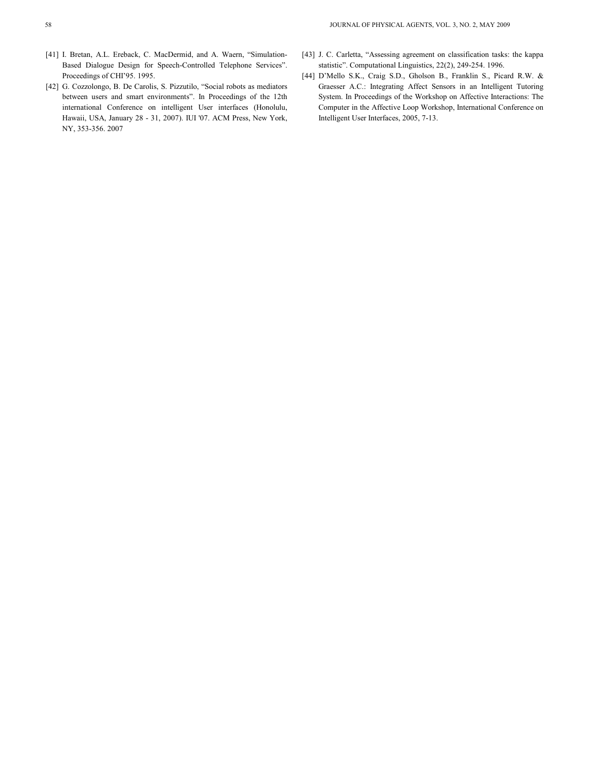[41] I. Bretan, A.L. Ereback, C. MacDermid, and A. Waern, "Simulation-Based Dialogue Design for Speech-Controlled Telephone Services". Proceedings of CHI'95. 1995.

[42] G. Cozzolongo, B. De Carolis, S. Pizzutilo, "Social robots as mediators between users and smart environments". In Proceedings of the 12th international Conference on intelligent User interfaces (Honolulu, Hawaii, USA, January 28 - 31, 2007). IUI '07. ACM Press, New York, NY, 353-356. 2007

[43] J. C. Carletta, "Assessing agreement on classification tasks: the kappa statistic". Computational Linguistics, 22(2), 249-254. 1996.

[44] D'Mello S.K., Craig S.D., Gholson B., Franklin S., Picard R.W. & Graesser A.C.: Integrating Affect Sensors in an Intelligent Tutoring System. In Proceedings of the Workshop on Affective Interactions: The Computer in the Affective Loop Workshop, International Conference on Intelligent User Interfaces, 2005, 7-13.